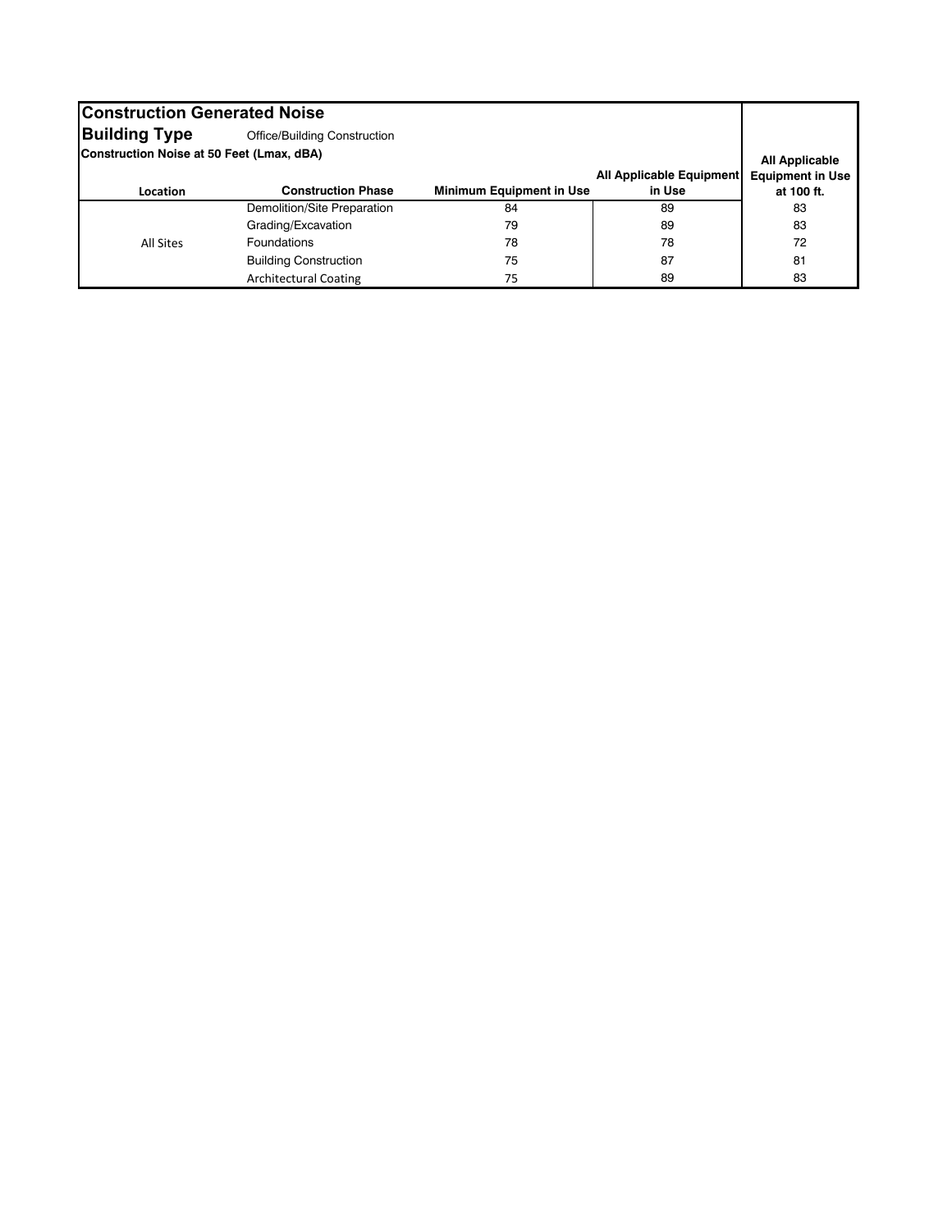## Construction Generated Noise

**Building Type** Office/Building Construction

**Construction Noise at 50 Feet (Lmax, dBA)**

| Location | Construction Phase | Minimum Equipment in Use | All Applicable Equipment in Use | All Applicable Equipment in Use at 100 ft. |
|---|---|---|---|---|
| All Sites | Demolition/Site Preparation | 84 | 89 | 83 |
| | Grading/Excavation | 79 | 89 | 83 |
| | Foundations | 78 | 78 | 72 |
| | Building Construction | 75 | 87 | 81 |
| | Architectural Coating | 75 | 89 | 83 |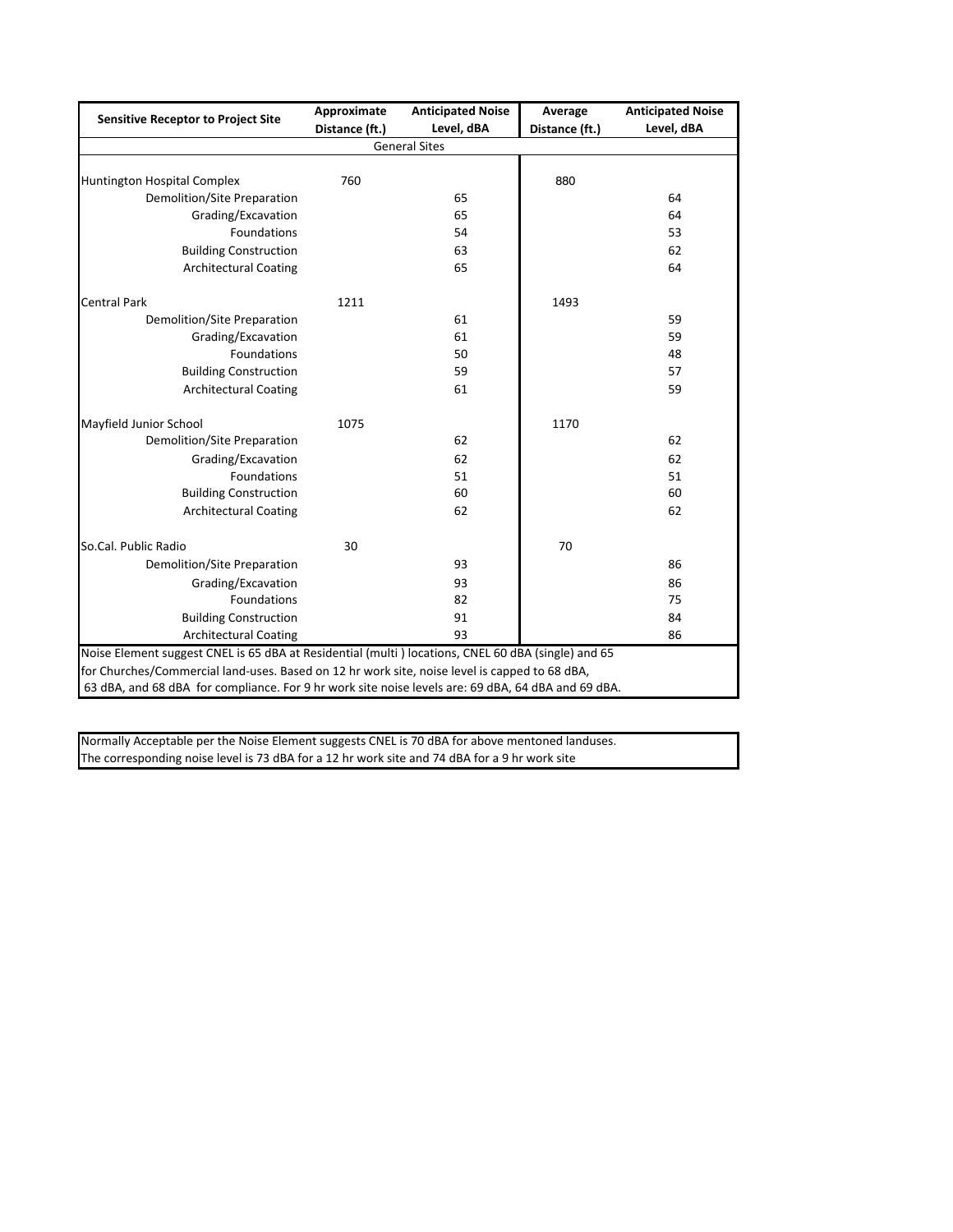| Sensitive Receptor to Project Site | Approximate Distance (ft.) | Anticipated Noise Level, dBA | Average Distance (ft.) | Anticipated Noise Level, dBA |
|---|---|---|---|---|
| | | General Sites | | |
| Huntington Hospital Complex | 760 | | 880 | |
| Demolition/Site Preparation | | 65 | | 64 |
| Grading/Excavation | | 65 | | 64 |
| Foundations | | 54 | | 53 |
| Building Construction | | 63 | | 62 |
| Architectural Coating | | 65 | | 64 |
| Central Park | 1211 | | 1493 | |
| Demolition/Site Preparation | | 61 | | 59 |
| Grading/Excavation | | 61 | | 59 |
| Foundations | | 50 | | 48 |
| Building Construction | | 59 | | 57 |
| Architectural Coating | | 61 | | 59 |
| Mayfield Junior School | 1075 | | 1170 | |
| Demolition/Site Preparation | | 62 | | 62 |
| Grading/Excavation | | 62 | | 62 |
| Foundations | | 51 | | 51 |
| Building Construction | | 60 | | 60 |
| Architectural Coating | | 62 | | 62 |
| So.Cal. Public Radio | 30 | | 70 | |
| Demolition/Site Preparation | | 93 | | 86 |
| Grading/Excavation | | 93 | | 86 |
| Foundations | | 82 | | 75 |
| Building Construction | | 91 | | 84 |
| Architectural Coating | | 93 | | 86 |

Noise Element suggest CNEL is 65 dBA at Residential (multi ) locations, CNEL 60 dBA (single) and 65 for Churches/Commercial land-uses. Based on 12 hr work site, noise level is capped to 68 dBA, 63 dBA, and 68 dBA for compliance. For 9 hr work site noise levels are: 69 dBA, 64 dBA and 69 dBA.

Normally Acceptable per the Noise Element suggests CNEL is 70 dBA for above mentoned landuses. The corresponding noise level is 73 dBA for a 12 hr work site and 74 dBA for a 9 hr work site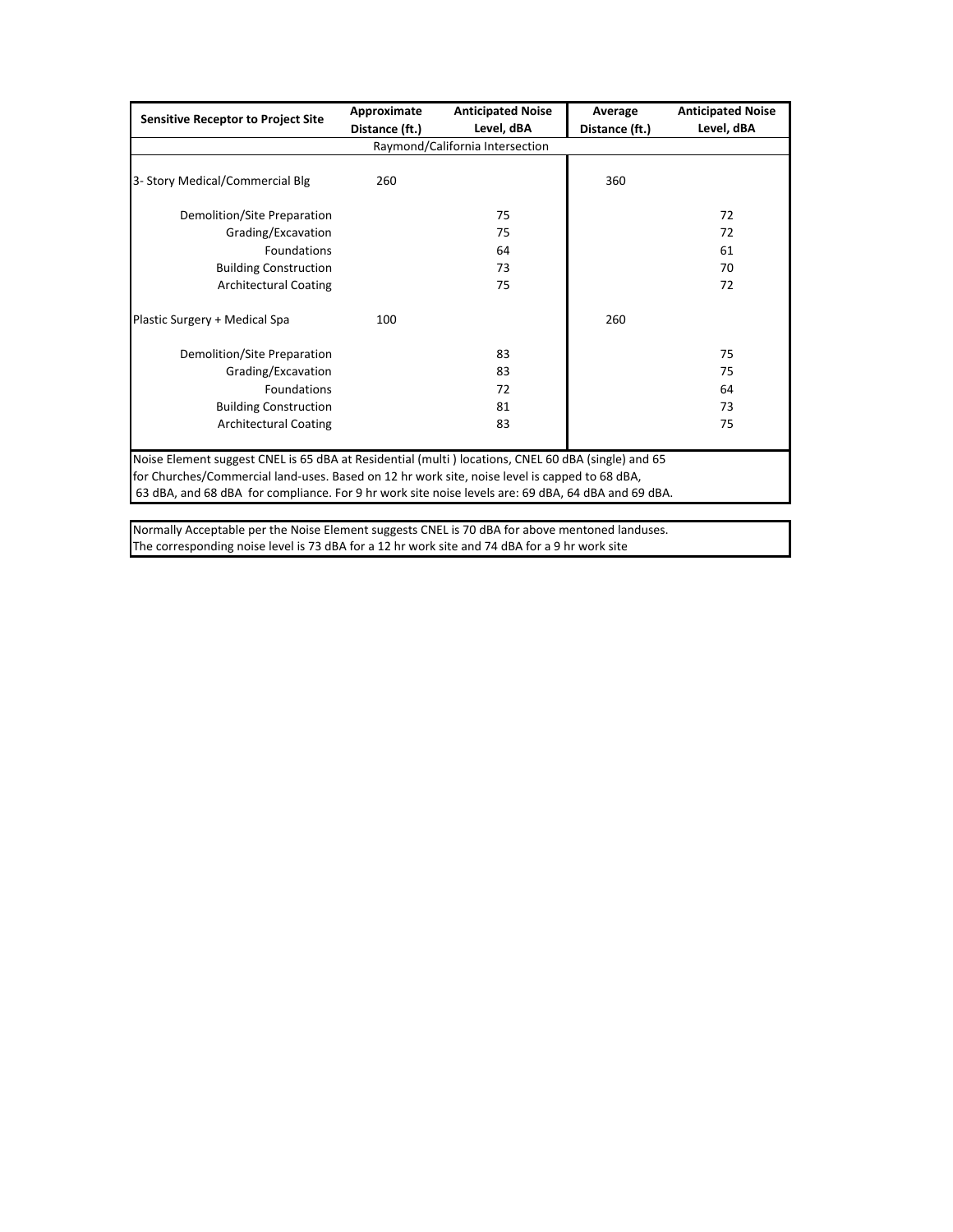| Sensitive Receptor to Project Site | Approximate Distance (ft.) | Anticipated Noise Level, dBA | Average Distance (ft.) | Anticipated Noise Level, dBA |
|---|---|---|---|---|
| Raymond/California Intersection | | | | |
| 3- Story Medical/Commercial Blg | 260 | | 360 | |
| Demolition/Site Preparation | | 75 | | 72 |
| Grading/Excavation | | 75 | | 72 |
| Foundations | | 64 | | 61 |
| Building Construction | | 73 | | 70 |
| Architectural Coating | | 75 | | 72 |
| Plastic Surgery + Medical Spa | 100 | | 260 | |
| Demolition/Site Preparation | | 83 | | 75 |
| Grading/Excavation | | 83 | | 75 |
| Foundations | | 72 | | 64 |
| Building Construction | | 81 | | 73 |
| Architectural Coating | | 83 | | 75 |

Noise Element suggest CNEL is 65 dBA at Residential (multi ) locations, CNEL 60 dBA (single) and 65 for Churches/Commercial land-uses. Based on 12 hr work site, noise level is capped to 68 dBA, 63 dBA, and 68 dBA for compliance. For 9 hr work site noise levels are: 69 dBA, 64 dBA and 69 dBA.

Normally Acceptable per the Noise Element suggests CNEL is 70 dBA for above mentoned landuses. The corresponding noise level is 73 dBA for a 12 hr work site and 74 dBA for a 9 hr work site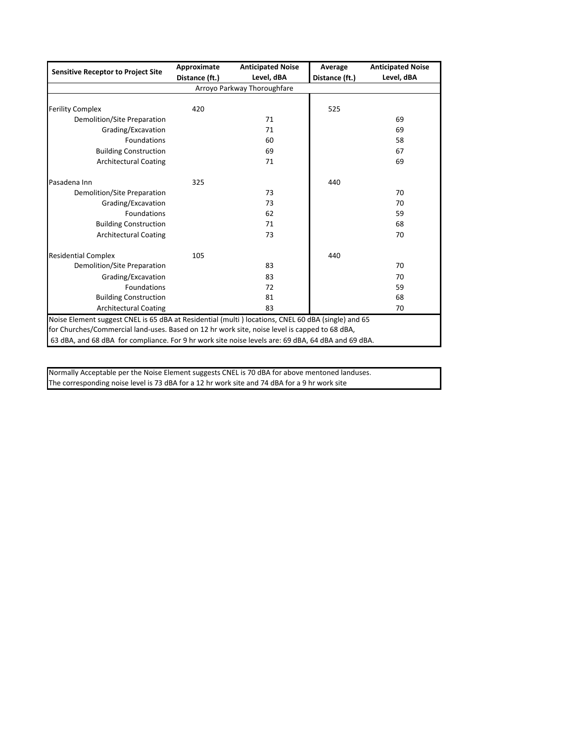| Sensitive Receptor to Project Site | Approximate Distance (ft.) | Anticipated Noise Level, dBA | Average Distance (ft.) | Anticipated Noise Level, dBA |
|---|---|---|---|---|
| Arroyo Parkway Thoroughfare | | | | |
| Ferility Complex | 420 | | 525 | |
| Demolition/Site Preparation | | 71 | | 69 |
| Grading/Excavation | | 71 | | 69 |
| Foundations | | 60 | | 58 |
| Building Construction | | 69 | | 67 |
| Architectural Coating | | 71 | | 69 |
| Pasadena Inn | 325 | | 440 | |
| Demolition/Site Preparation | | 73 | | 70 |
| Grading/Excavation | | 73 | | 70 |
| Foundations | | 62 | | 59 |
| Building Construction | | 71 | | 68 |
| Architectural Coating | | 73 | | 70 |
| Residential Complex | 105 | | 440 | |
| Demolition/Site Preparation | | 83 | | 70 |
| Grading/Excavation | | 83 | | 70 |
| Foundations | | 72 | | 59 |
| Building Construction | | 81 | | 68 |
| Architectural Coating | | 83 | | 70 |

Noise Element suggest CNEL is 65 dBA at Residential (multi ) locations, CNEL 60 dBA (single) and 65 for Churches/Commercial land-uses. Based on 12 hr work site, noise level is capped to 68 dBA, 63 dBA, and 68 dBA for compliance. For 9 hr work site noise levels are: 69 dBA, 64 dBA and 69 dBA.

Normally Acceptable per the Noise Element suggests CNEL is 70 dBA for above mentoned landuses. The corresponding noise level is 73 dBA for a 12 hr work site and 74 dBA for a 9 hr work site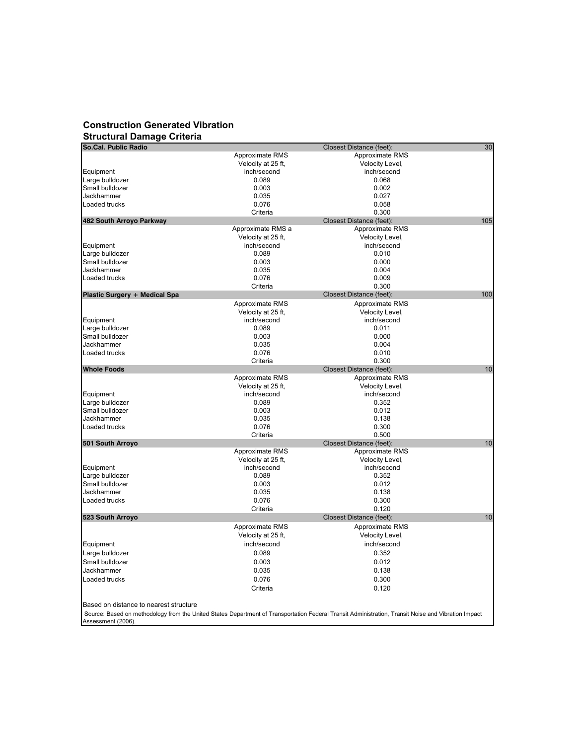## Construction Generated Vibration
## Structural Damage Criteria

| **So.Cal. Public Radio** | | Closest Distance (feet): | 30 |
|---|---|---|---|
| Equipment | Approximate RMS Velocity at 25 ft, inch/second | Approximate RMS Velocity Level, inch/second | |
| Large bulldozer | 0.089 | 0.068 | |
| Small bulldozer | 0.003 | 0.002 | |
| Jackhammer | 0.035 | 0.027 | |
| Loaded trucks | 0.076 | 0.058 | |
| | Criteria | 0.300 | |
| **482 South Arroyo Parkway** | | Closest Distance (feet): | 105 |
| Equipment | Approximate RMS a Velocity at 25 ft, inch/second | Approximate RMS Velocity Level, inch/second | |
| Large bulldozer | 0.089 | 0.010 | |
| Small bulldozer | 0.003 | 0.000 | |
| Jackhammer | 0.035 | 0.004 | |
| Loaded trucks | 0.076 | 0.009 | |
| | Criteria | 0.300 | |
| **Plastic Surgery + Medical Spa** | | Closest Distance (feet): | 100 |
| Equipment | Approximate RMS Velocity at 25 ft, inch/second | Approximate RMS Velocity Level, inch/second | |
| Large bulldozer | 0.089 | 0.011 | |
| Small bulldozer | 0.003 | 0.000 | |
| Jackhammer | 0.035 | 0.004 | |
| Loaded trucks | 0.076 | 0.010 | |
| | Criteria | 0.300 | |
| **Whole Foods** | | Closest Distance (feet): | 10 |
| Equipment | Approximate RMS Velocity at 25 ft, inch/second | Approximate RMS Velocity Level, inch/second | |
| Large bulldozer | 0.089 | 0.352 | |
| Small bulldozer | 0.003 | 0.012 | |
| Jackhammer | 0.035 | 0.138 | |
| Loaded trucks | 0.076 | 0.300 | |
| | Criteria | 0.500 | |
| **501 South Arroyo** | | Closest Distance (feet): | 10 |
| Equipment | Approximate RMS Velocity at 25 ft, inch/second | Approximate RMS Velocity Level, inch/second | |
| Large bulldozer | 0.089 | 0.352 | |
| Small bulldozer | 0.003 | 0.012 | |
| Jackhammer | 0.035 | 0.138 | |
| Loaded trucks | 0.076 | 0.300 | |
| | Criteria | 0.120 | |
| **523 South Arroyo** | | Closest Distance (feet): | 10 |
| Equipment | Approximate RMS Velocity at 25 ft, inch/second | Approximate RMS Velocity Level, inch/second | |
| Large bulldozer | 0.089 | 0.352 | |
| Small bulldozer | 0.003 | 0.012 | |
| Jackhammer | 0.035 | 0.138 | |
| Loaded trucks | 0.076 | 0.300 | |
| | Criteria | 0.120 | |

Based on distance to nearest structure

Source: Based on methodology from the United States Department of Transportation Federal Transit Administration, Transit Noise and Vibration Impact Assessment (2006).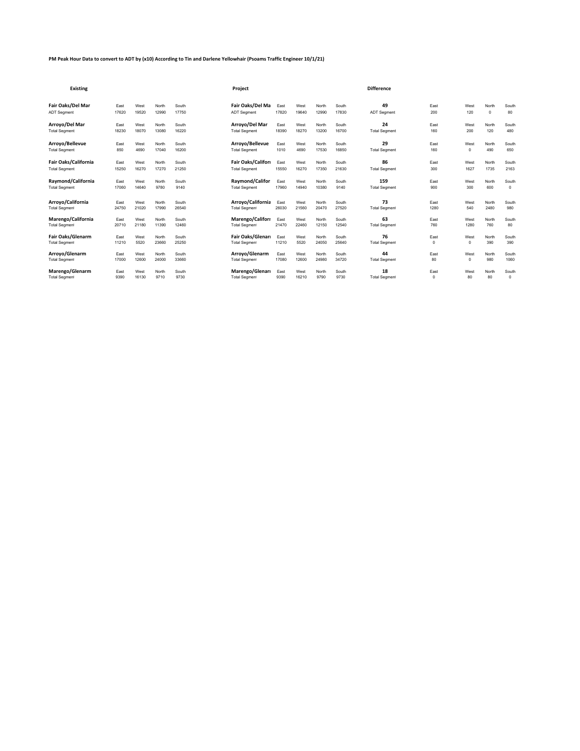**PM Peak Hour Data to convert to ADT by (x10) According to Tin and Darlene Yellowhair (Psoams Traffic Engineer 10/1/21)**

| Existing | | | | | Project | | | | | Difference | | | | |
|---|---|---|---|---|---|---|---|---|---|---|---|---|---|---|
| **Fair Oaks/Del Mar** | East | West | North | South | **Fair Oaks/Del Ma** | East | West | North | South | **49** | East | West | North | South |
| ADT Segment | 17620 | 19520 | 12990 | 17750 | ADT Segment | 17820 | 19640 | 12990 | 17830 | ADT Segment | 200 | 120 | 0 | 80 |
| **Arroyo/Del Mar** | East | West | North | South | **Arroyo/Del Mar** | East | West | North | South | **24** | East | West | North | South |
| Total Segment | 18230 | 18070 | 13080 | 16220 | Total Segment | 18390 | 18270 | 13200 | 16700 | Total Segment | 160 | 200 | 120 | 480 |
| **Arroyo/Bellevue** | East | West | North | South | **Arroyo/Bellevue** | East | West | North | South | **29** | East | West | North | South |
| Total Segment | 850 | 4690 | 17040 | 16200 | Total Segment | 1010 | 4690 | 17530 | 16850 | Total Segment | 160 | 0 | 490 | 650 |
| **Fair Oaks/California** | East | West | North | South | **Fair Oaks/Califor** | East | West | North | South | **86** | East | West | North | South |
| Total Segment | 15250 | 16270 | 17270 | 21250 | Total Segment | 15550 | 16270 | 17350 | 21630 | Total Segment | 300 | 1627 | 1735 | 2163 |
| **Raymond/California** | East | West | North | South | **Raymond/Califor** | East | West | North | South | **159** | East | West | North | South |
| Total Segment | 17060 | 14640 | 9780 | 9140 | Total Segment | 17960 | 14940 | 10380 | 9140 | Total Segment | 900 | 300 | 600 | 0 |
| **Arroyo/California** | East | West | North | South | **Arroyo/California** | East | West | North | South | **73** | East | West | North | South |
| Total Segment | 24750 | 21020 | 17990 | 26540 | Total Segment | 26030 | 21560 | 20470 | 27520 | Total Segment | 1280 | 540 | 2480 | 980 |
| **Marengo/California** | East | West | North | South | **Marengo/Califorr** | East | West | North | South | **63** | East | West | North | South |
| Total Segment | 20710 | 21180 | 11390 | 12460 | Total Segment | 21470 | 22460 | 12150 | 12540 | Total Segment | 760 | 1280 | 760 | 80 |
| **Fair Oaks/Glenarm** | East | West | North | South | **Fair Oaks/Glenarı** | East | West | North | South | **76** | East | West | North | South |
| Total Segment | 11210 | 5520 | 23660 | 25250 | Total Segment | 11210 | 5520 | 24050 | 25640 | Total Segment | 0 | 0 | 390 | 390 |
| **Arroyo/Glenarm** | East | West | North | South | **Arroyo/Glenarm** | East | West | North | South | **44** | East | West | North | South |
| Total Segment | 17000 | 12600 | 24000 | 33660 | Total Segment | 17080 | 12600 | 24980 | 34720 | Total Segment | 80 | 0 | 980 | 1060 |
| **Marengo/Glenarm** | East | West | North | South | **Marengo/Glenarı** | East | West | North | South | **18** | East | West | North | South |
| Total Segment | 9390 | 16130 | 9710 | 9730 | Total Segment | 9390 | 16210 | 9790 | 9730 | Total Segment | 0 | 80 | 80 | 0 |